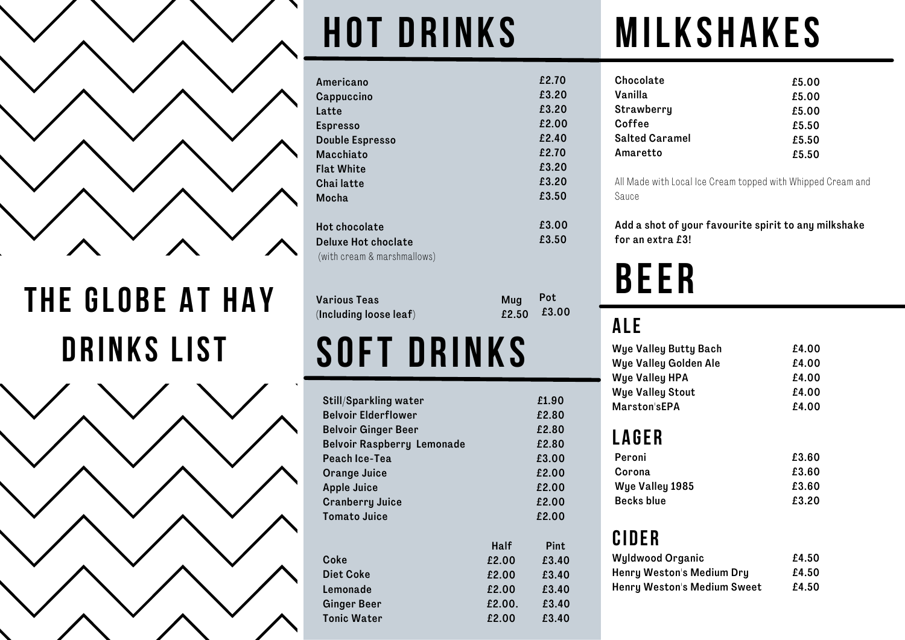# THE GLOBE AT HAY DRINKS LIST

## HOT DRINKS

| | |
|---|---|
| Americano | £2.70 |
| Cappuccino | £3.20 |
| Latte | £3.20 |
| Espresso | £2.00 |
| Double Espresso | £2.40 |
| Macchiato | £2.70 |
| Flat White | £3.20 |
| Chai latte | £3.20 |
| Mocha | £3.50 |
| Hot chocolate | £3.00 |
| Deluxe Hot choclate (with cream & marshmallows) | £3.50 |

| | Mug | Pot |
|---|---|---|
| Various Teas (Including loose leaf) | £2.50 | £3.00 |

## SOFT DRINKS

| | |
|---|---|
| Still/Sparkling water | £1.90 |
| Belvoir Elderflower | £2.80 |
| Belvoir Ginger Beer | £2.80 |
| Belvoir Raspberry Lemonade | £2.80 |
| Peach Ice-Tea | £3.00 |
| Orange Juice | £2.00 |
| Apple Juice | £2.00 |
| Cranberry Juice | £2.00 |
| Tomato Juice | £2.00 |

| | Half | Pint |
|---|---|---|
| Coke | £2.00 | £3.40 |
| Diet Coke | £2.00 | £3.40 |
| Lemonade | £2.00 | £3.40 |
| Ginger Beer | £2.00. | £3.40 |
| Tonic Water | £2.00 | £3.40 |

## MILKSHAKES

| | |
|---|---|
| Chocolate | £5.00 |
| Vanilla | £5.00 |
| Strawberry | £5.00 |
| Coffee | £5.50 |
| Salted Caramel | £5.50 |
| Amaretto | £5.50 |

All Made with Local Ice Cream topped with Whipped Cream and Sauce

**Add a shot of your favourite spirit to any milkshake for an extra £3!**

## BEER

### ALE

| | |
|---|---|
| Wye Valley Butty Bach | £4.00 |
| Wye Valley Golden Ale | £4.00 |
| Wye Valley HPA | £4.00 |
| Wye Valley Stout | £4.00 |
| Marston'sEPA | £4.00 |

### LAGER

| | |
|---|---|
| Peroni | £3.60 |
| Corona | £3.60 |
| Wye Valley 1985 | £3.60 |
| Becks blue | £3.20 |

### CIDER

| | |
|---|---|
| Wyldwood Organic | £4.50 |
| Henry Weston's Medium Dry | £4.50 |
| Henry Weston's Medium Sweet | £4.50 |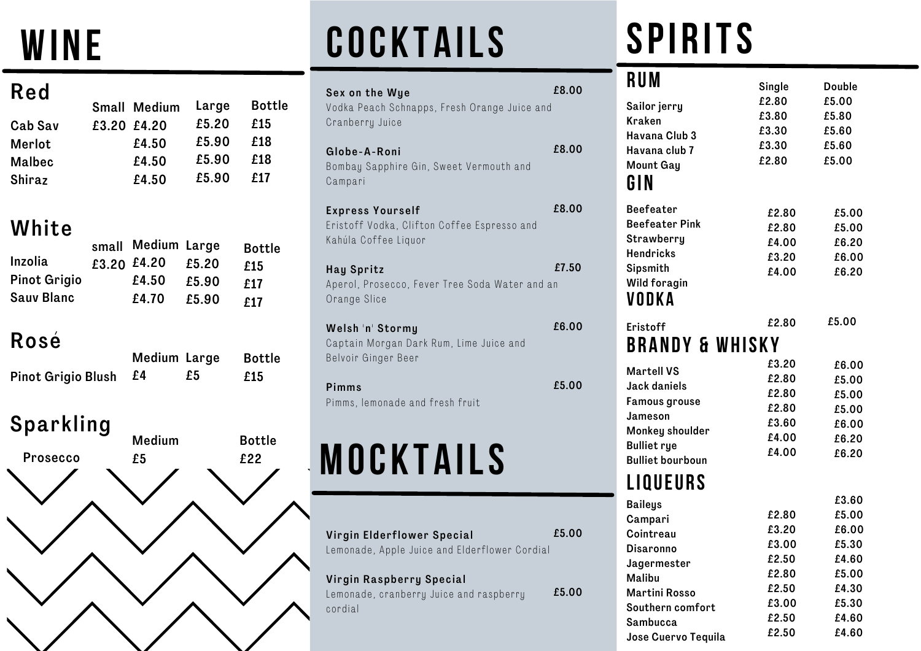# WINE

## Red

| | Small | Medium | Large | Bottle |
|---|---|---|---|---|
| Cab Sav | £3.20 | £4.20 | £5.20 | £15 |
| Merlot | | £4.50 | £5.90 | £18 |
| Malbec | | £4.50 | £5.90 | £18 |
| Shiraz | | £4.50 | £5.90 | £17 |

## White

| | small | Medium | Large | Bottle |
|---|---|---|---|---|
| Inzolia | £3.20 | £4.20 | £5.20 | £15 |
| Pinot Grigio | | £4.50 | £5.90 | £17 |
| Sauv Blanc | | £4.70 | £5.90 | £17 |

## Rosé

| | Medium | Large | Bottle |
|---|---|---|---|
| Pinot Grigio Blush | £4 | £5 | £15 |

## Sparkling

| | Medium | Bottle |
|---|---|---|
| Prosecco | £5 | £22 |

# COCKTAILS

**Sex on the Wye** £8.00
Vodka Peach Schnapps, Fresh Orange Juice and Cranberry Juice

**Globe-A-Roni** £8.00
Bombay Sapphire Gin, Sweet Vermouth and Campari

**Express Yourself** £8.00
Eristoff Vodka, Clifton Coffee Espresso and Kahúla Coffee Liquor

**Hay Spritz** £7.50
Aperol, Prosecco, Fever Tree Soda Water and an Orange Slice

**Welsh 'n' Stormy** £6.00
Captain Morgan Dark Rum, Lime Juice and Belvoir Ginger Beer

**Pimms** £5.00
Pimms, lemonade and fresh fruit

# MOCKTAILS

**Virgin Elderflower Special** £5.00
Lemonade, Apple Juice and Elderflower Cordial

**Virgin Raspberry Special** £5.00
Lemonade, cranberry Juice and raspberry cordial

# SPIRITS

## RUM

| | Single | Double |
|---|---|---|
| Sailor jerry | £2.80 | £5.00 |
| Kraken | £3.80 | £5.80 |
| Havana Club 3 | £3.30 | £5.60 |
| Havana club 7 | £3.30 | £5.60 |
| Mount Gay | £2.80 | £5.00 |

## GIN

| | Single | Double |
|---|---|---|
| Beefeater | £2.80 | £5.00 |
| Beefeater Pink | £2.80 | £5.00 |
| Strawberry | £4.00 | £6.20 |
| Hendricks | £3.20 | £6.00 |
| Sipsmith | £4.00 | £6.20 |
| Wild foragin | | |

## VODKA

| | Single | Double |
|---|---|---|
| Eristoff | £2.80 | £5.00 |

## BRANDY & WHISKY

| | Single | Double |
|---|---|---|
| Martell VS | £3.20 | £6.00 |
| Jack daniels | £2.80 | £5.00 |
| Famous grouse | £2.80 | £5.00 |
| Jameson | £2.80 | £5.00 |
| Monkey shoulder | £3.60 | £6.00 |
| Bulliet rye | £4.00 | £6.20 |
| Bulliet bourboun | £4.00 | £6.20 |

## LIQUEURS

| | Single | Double |
|---|---|---|
| Baileys | | £3.60 |
| Campari | £2.80 | £5.00 |
| Cointreau | £3.20 | £6.00 |
| Disaronno | £3.00 | £5.30 |
| Jagermester | £2.50 | £4.60 |
| Malibu | £2.80 | £5.00 |
| Martini Rosso | £2.50 | £4.30 |
| Southern comfort | £3.00 | £5.30 |
| Sambucca | £2.50 | £4.60 |
| Jose Cuervo Tequila | £2.50 | £4.60 |